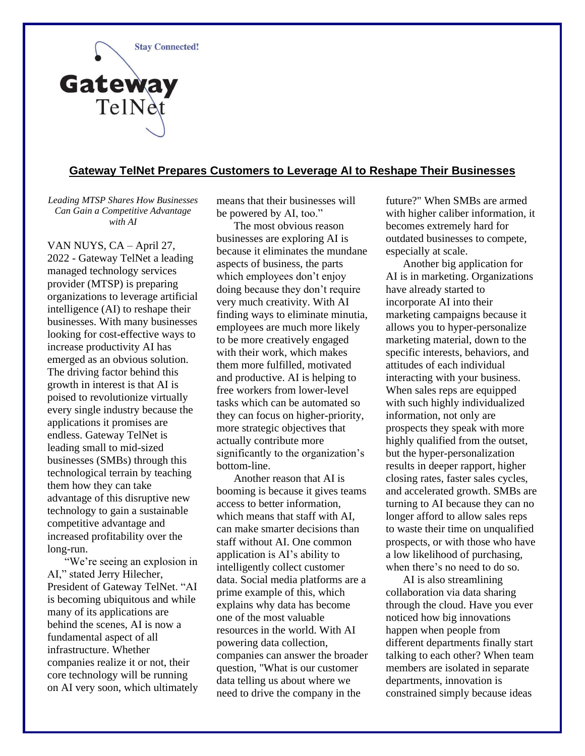Stay Connected!

Gateway TelNet

## Gateway TelNet Prepares Customers to Leverage AI to Reshape Their Businesses

*Leading MTSP Shares How Businesses Can Gain a Competitive Advantage with AI*

VAN NUYS, CA – April 27, 2022 - Gateway TelNet a leading managed technology services provider (MTSP) is preparing organizations to leverage artificial intelligence (AI) to reshape their businesses. With many businesses looking for cost-effective ways to increase productivity AI has emerged as an obvious solution. The driving factor behind this growth in interest is that AI is poised to revolutionize virtually every single industry because the applications it promises are endless. Gateway TelNet is leading small to mid-sized businesses (SMBs) through this technological terrain by teaching them how they can take advantage of this disruptive new technology to gain a sustainable competitive advantage and increased profitability over the long-run.

"We're seeing an explosion in AI," stated Jerry Hilecher, President of Gateway TelNet. "AI is becoming ubiquitous and while many of its applications are behind the scenes, AI is now a fundamental aspect of all infrastructure. Whether companies realize it or not, their core technology will be running on AI very soon, which ultimately means that their businesses will be powered by AI, too."

The most obvious reason businesses are exploring AI is because it eliminates the mundane aspects of business, the parts which employees don't enjoy doing because they don't require very much creativity. With AI finding ways to eliminate minutia, employees are much more likely to be more creatively engaged with their work, which makes them more fulfilled, motivated and productive. AI is helping to free workers from lower-level tasks which can be automated so they can focus on higher-priority, more strategic objectives that actually contribute more significantly to the organization's bottom-line.

Another reason that AI is booming is because it gives teams access to better information, which means that staff with AI, can make smarter decisions than staff without AI. One common application is AI's ability to intelligently collect customer data. Social media platforms are a prime example of this, which explains why data has become one of the most valuable resources in the world. With AI powering data collection, companies can answer the broader question, "What is our customer data telling us about where we need to drive the company in the future?" When SMBs are armed with higher caliber information, it becomes extremely hard for outdated businesses to compete, especially at scale.

Another big application for AI is in marketing. Organizations have already started to incorporate AI into their marketing campaigns because it allows you to hyper-personalize marketing material, down to the specific interests, behaviors, and attitudes of each individual interacting with your business. When sales reps are equipped with such highly individualized information, not only are prospects they speak with more highly qualified from the outset, but the hyper-personalization results in deeper rapport, higher closing rates, faster sales cycles, and accelerated growth. SMBs are turning to AI because they can no longer afford to allow sales reps to waste their time on unqualified prospects, or with those who have a low likelihood of purchasing, when there's no need to do so.

AI is also streamlining collaboration via data sharing through the cloud. Have you ever noticed how big innovations happen when people from different departments finally start talking to each other? When team members are isolated in separate departments, innovation is constrained simply because ideas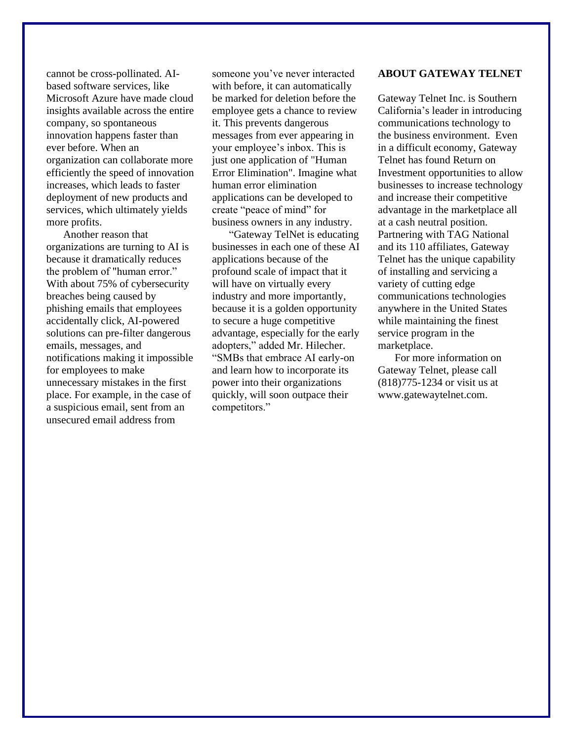cannot be cross-pollinated. AI-based software services, like Microsoft Azure have made cloud insights available across the entire company, so spontaneous innovation happens faster than ever before. When an organization can collaborate more efficiently the speed of innovation increases, which leads to faster deployment of new products and services, which ultimately yields more profits.

Another reason that organizations are turning to AI is because it dramatically reduces the problem of "human error." With about 75% of cybersecurity breaches being caused by phishing emails that employees accidentally click, AI-powered solutions can pre-filter dangerous emails, messages, and notifications making it impossible for employees to make unnecessary mistakes in the first place. For example, in the case of a suspicious email, sent from an unsecured email address from someone you've never interacted with before, it can automatically be marked for deletion before the employee gets a chance to review it. This prevents dangerous messages from ever appearing in your employee's inbox. This is just one application of "Human Error Elimination". Imagine what human error elimination applications can be developed to create "peace of mind" for business owners in any industry.

"Gateway TelNet is educating businesses in each one of these AI applications because of the profound scale of impact that it will have on virtually every industry and more importantly, because it is a golden opportunity to secure a huge competitive advantage, especially for the early adopters," added Mr. Hilecher. "SMBs that embrace AI early-on and learn how to incorporate its power into their organizations quickly, will soon outpace their competitors."

**ABOUT GATEWAY TELNET**

Gateway Telnet Inc. is Southern California's leader in introducing communications technology to the business environment. Even in a difficult economy, Gateway Telnet has found Return on Investment opportunities to allow businesses to increase technology and increase their competitive advantage in the marketplace all at a cash neutral position. Partnering with TAG National and its 110 affiliates, Gateway Telnet has the unique capability of installing and servicing a variety of cutting edge communications technologies anywhere in the United States while maintaining the finest service program in the marketplace.

For more information on Gateway Telnet, please call (818)775-1234 or visit us at www.gatewaytelnet.com.